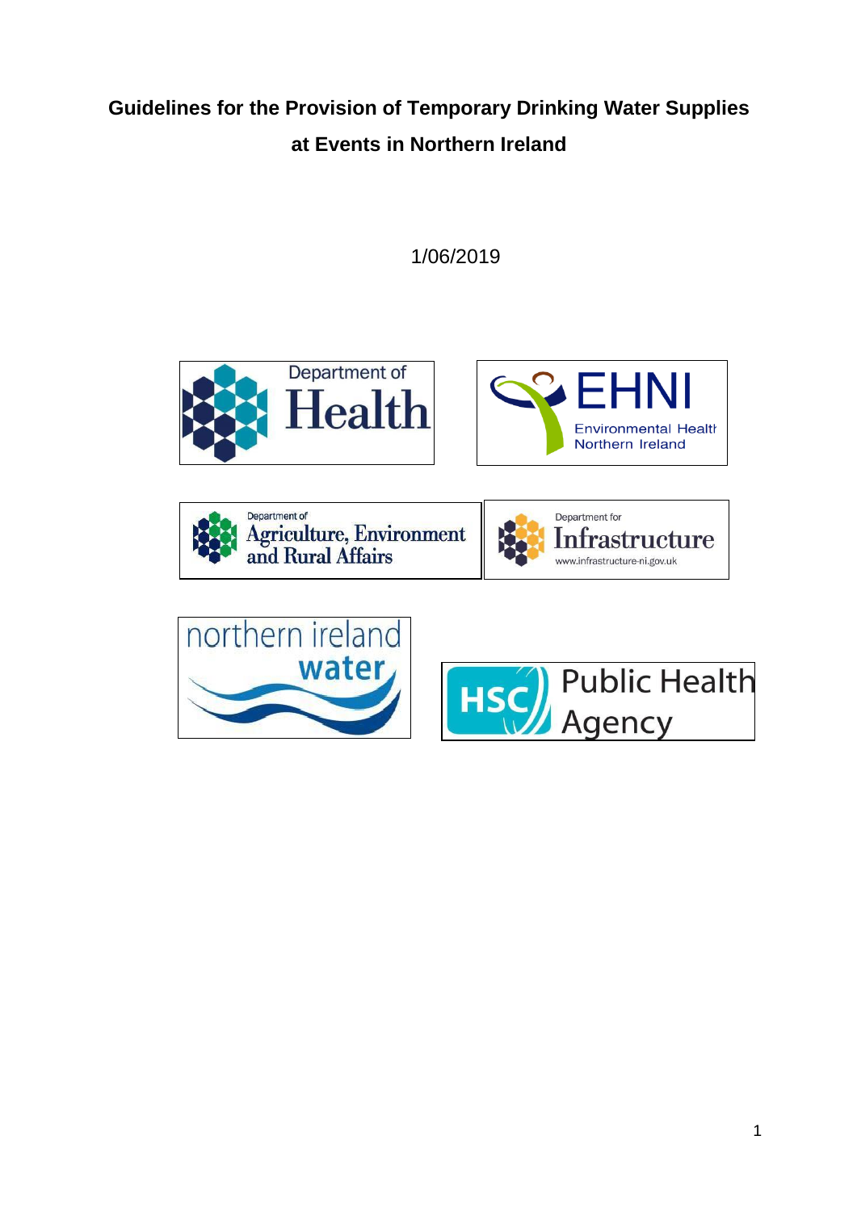# Guidelines for the Provision of Temporary Drinking Water Supplies at Events in Northern Ireland

1/06/2019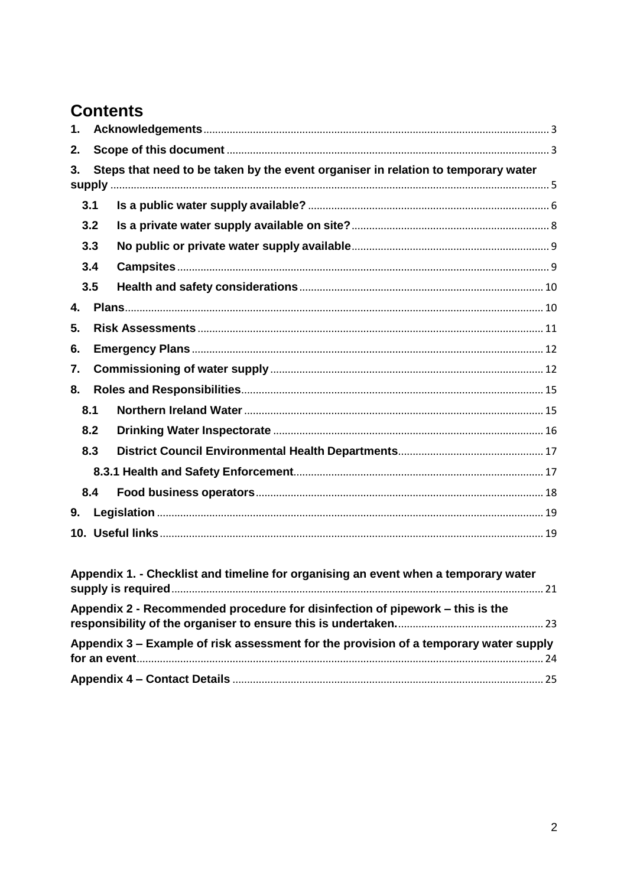# Contents

1. **Acknowledgements** ..... 3
2. **Scope of this document** ..... 3
3. **Steps that need to be taken by the event organiser in relation to temporary water supply** ..... 5
   - **3.1 Is a public water supply available?** ..... 6
   - **3.2 Is a private water supply available on site?** ..... 8
   - **3.3 No public or private water supply available** ..... 9
   - **3.4 Campsites** ..... 9
   - **3.5 Health and safety considerations** ..... 10
4. **Plans** ..... 10
5. **Risk Assessments** ..... 11
6. **Emergency Plans** ..... 12
7. **Commissioning of water supply** ..... 12
8. **Roles and Responsibilities** ..... 15
   - **8.1 Northern Ireland Water** ..... 15
   - **8.2 Drinking Water Inspectorate** ..... 16
   - **8.3 District Council Environmental Health Departments** ..... 17
     - **8.3.1 Health and Safety Enforcement** ..... 17
   - **8.4 Food business operators** ..... 18
9. **Legislation** ..... 19
10. **Useful links** ..... 19

**Appendix 1. - Checklist and timeline for organising an event when a temporary water supply is required** ..... 21

**Appendix 2 - Recommended procedure for disinfection of pipework – this is the responsibility of the organiser to ensure this is undertaken.** ..... 23

**Appendix 3 – Example of risk assessment for the provision of a temporary water supply for an event** ..... 24

**Appendix 4 – Contact Details** ..... 25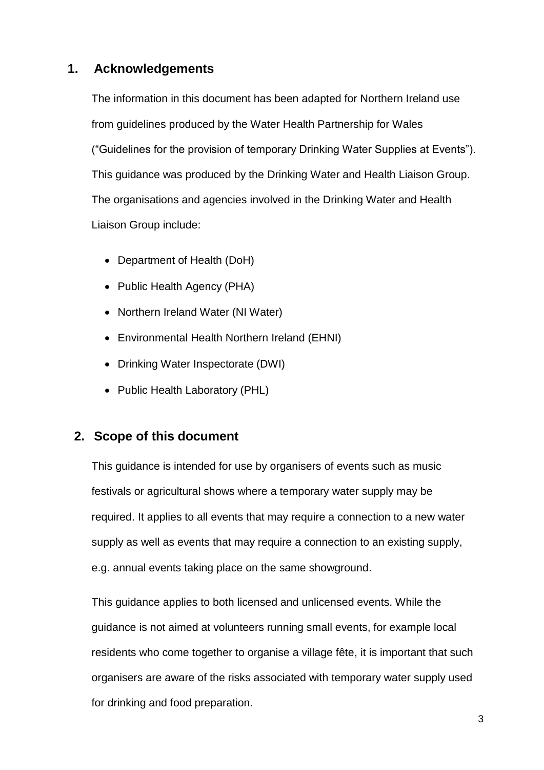## 1. Acknowledgements

The information in this document has been adapted for Northern Ireland use from guidelines produced by the Water Health Partnership for Wales ("Guidelines for the provision of temporary Drinking Water Supplies at Events"). This guidance was produced by the Drinking Water and Health Liaison Group. The organisations and agencies involved in the Drinking Water and Health Liaison Group include:

- Department of Health (DoH)
- Public Health Agency (PHA)
- Northern Ireland Water (NI Water)
- Environmental Health Northern Ireland (EHNI)
- Drinking Water Inspectorate (DWI)
- Public Health Laboratory (PHL)

## 2. Scope of this document

This guidance is intended for use by organisers of events such as music festivals or agricultural shows where a temporary water supply may be required. It applies to all events that may require a connection to a new water supply as well as events that may require a connection to an existing supply, e.g. annual events taking place on the same showground.

This guidance applies to both licensed and unlicensed events. While the guidance is not aimed at volunteers running small events, for example local residents who come together to organise a village fête, it is important that such organisers are aware of the risks associated with temporary water supply used for drinking and food preparation.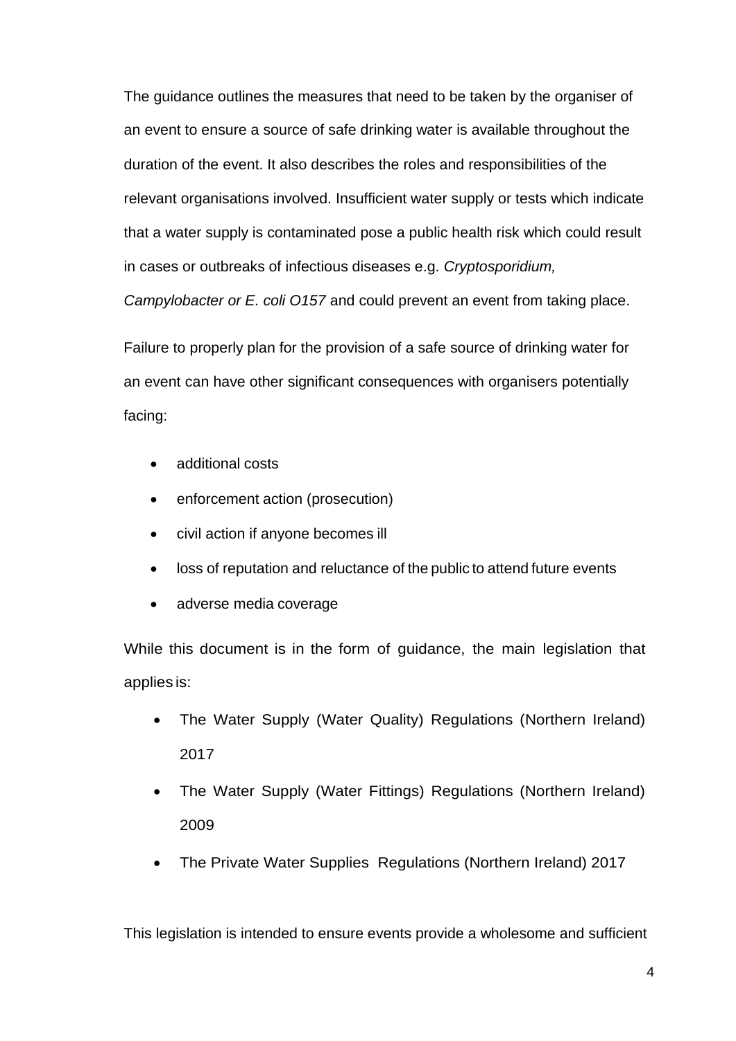The guidance outlines the measures that need to be taken by the organiser of an event to ensure a source of safe drinking water is available throughout the duration of the event. It also describes the roles and responsibilities of the relevant organisations involved. Insufficient water supply or tests which indicate that a water supply is contaminated pose a public health risk which could result in cases or outbreaks of infectious diseases e.g. *Cryptosporidium, Campylobacter or E. coli O157* and could prevent an event from taking place.

Failure to properly plan for the provision of a safe source of drinking water for an event can have other significant consequences with organisers potentially facing:

- additional costs
- enforcement action (prosecution)
- civil action if anyone becomes ill
- loss of reputation and reluctance of the public to attend future events
- adverse media coverage

While this document is in the form of guidance, the main legislation that applies is:

- The Water Supply (Water Quality) Regulations (Northern Ireland) 2017
- The Water Supply (Water Fittings) Regulations (Northern Ireland) 2009
- The Private Water Supplies Regulations (Northern Ireland) 2017

This legislation is intended to ensure events provide a wholesome and sufficient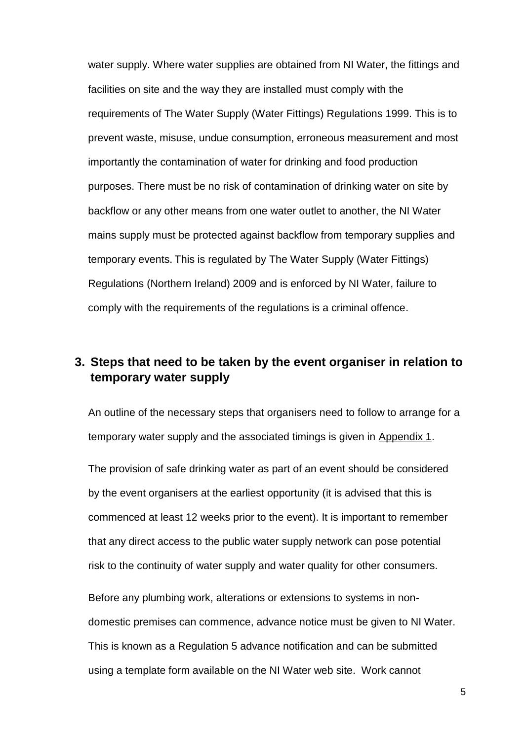water supply. Where water supplies are obtained from NI Water, the fittings and facilities on site and the way they are installed must comply with the requirements of The Water Supply (Water Fittings) Regulations 1999. This is to prevent waste, misuse, undue consumption, erroneous measurement and most importantly the contamination of water for drinking and food production purposes. There must be no risk of contamination of drinking water on site by backflow or any other means from one water outlet to another, the NI Water mains supply must be protected against backflow from temporary supplies and temporary events. This is regulated by The Water Supply (Water Fittings) Regulations (Northern Ireland) 2009 and is enforced by NI Water, failure to comply with the requirements of the regulations is a criminal offence.

## 3. Steps that need to be taken by the event organiser in relation to temporary water supply

An outline of the necessary steps that organisers need to follow to arrange for a temporary water supply and the associated timings is given in Appendix 1.

The provision of safe drinking water as part of an event should be considered by the event organisers at the earliest opportunity (it is advised that this is commenced at least 12 weeks prior to the event). It is important to remember that any direct access to the public water supply network can pose potential risk to the continuity of water supply and water quality for other consumers.

Before any plumbing work, alterations or extensions to systems in non-domestic premises can commence, advance notice must be given to NI Water. This is known as a Regulation 5 advance notification and can be submitted using a template form available on the NI Water web site. Work cannot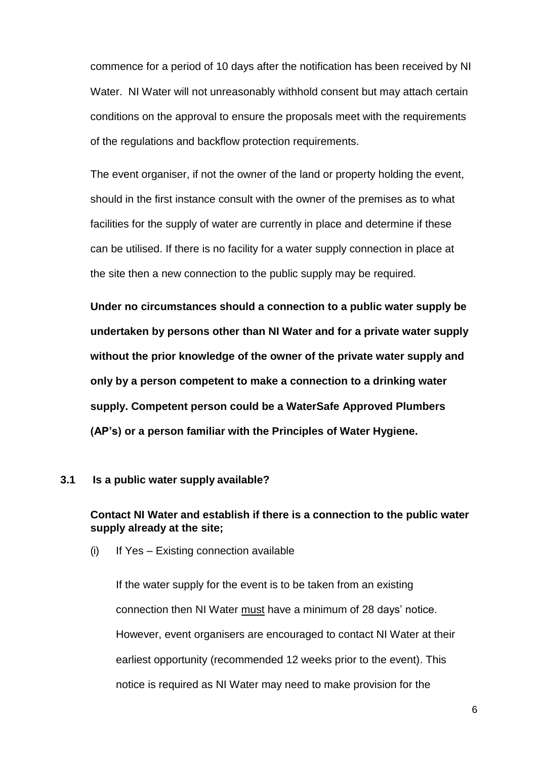commence for a period of 10 days after the notification has been received by NI Water. NI Water will not unreasonably withhold consent but may attach certain conditions on the approval to ensure the proposals meet with the requirements of the regulations and backflow protection requirements.

The event organiser, if not the owner of the land or property holding the event, should in the first instance consult with the owner of the premises as to what facilities for the supply of water are currently in place and determine if these can be utilised. If there is no facility for a water supply connection in place at the site then a new connection to the public supply may be required.

**Under no circumstances should a connection to a public water supply be undertaken by persons other than NI Water and for a private water supply without the prior knowledge of the owner of the private water supply and only by a person competent to make a connection to a drinking water supply. Competent person could be a WaterSafe Approved Plumbers (AP's) or a person familiar with the Principles of Water Hygiene.**

### 3.1 Is a public water supply available?

**Contact NI Water and establish if there is a connection to the public water supply already at the site;**

(i) If Yes – Existing connection available

If the water supply for the event is to be taken from an existing connection then NI Water <u>must</u> have a minimum of 28 days' notice. However, event organisers are encouraged to contact NI Water at their earliest opportunity (recommended 12 weeks prior to the event). This notice is required as NI Water may need to make provision for the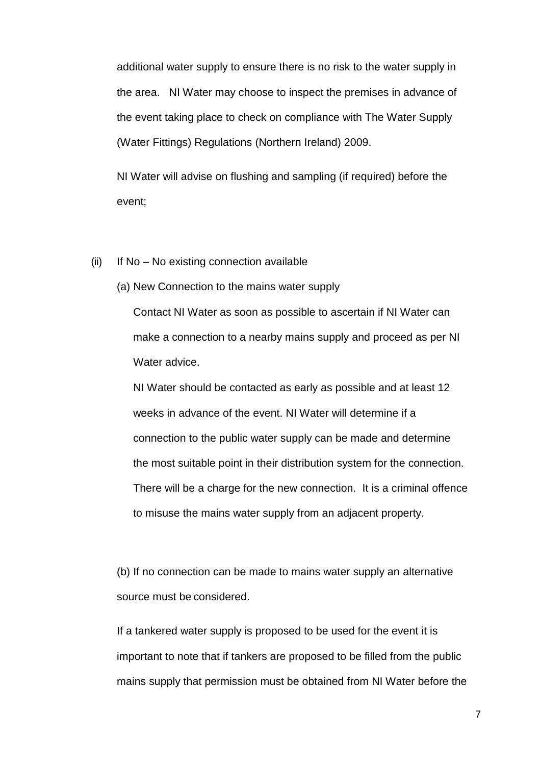additional water supply to ensure there is no risk to the water supply in the area. NI Water may choose to inspect the premises in advance of the event taking place to check on compliance with The Water Supply (Water Fittings) Regulations (Northern Ireland) 2009.

NI Water will advise on flushing and sampling (if required) before the event;

(ii) If No – No existing connection available

(a) New Connection to the mains water supply

Contact NI Water as soon as possible to ascertain if NI Water can make a connection to a nearby mains supply and proceed as per NI Water advice.

NI Water should be contacted as early as possible and at least 12 weeks in advance of the event. NI Water will determine if a connection to the public water supply can be made and determine the most suitable point in their distribution system for the connection. There will be a charge for the new connection. It is a criminal offence to misuse the mains water supply from an adjacent property.

(b) If no connection can be made to mains water supply an alternative source must be considered.

If a tankered water supply is proposed to be used for the event it is important to note that if tankers are proposed to be filled from the public mains supply that permission must be obtained from NI Water before the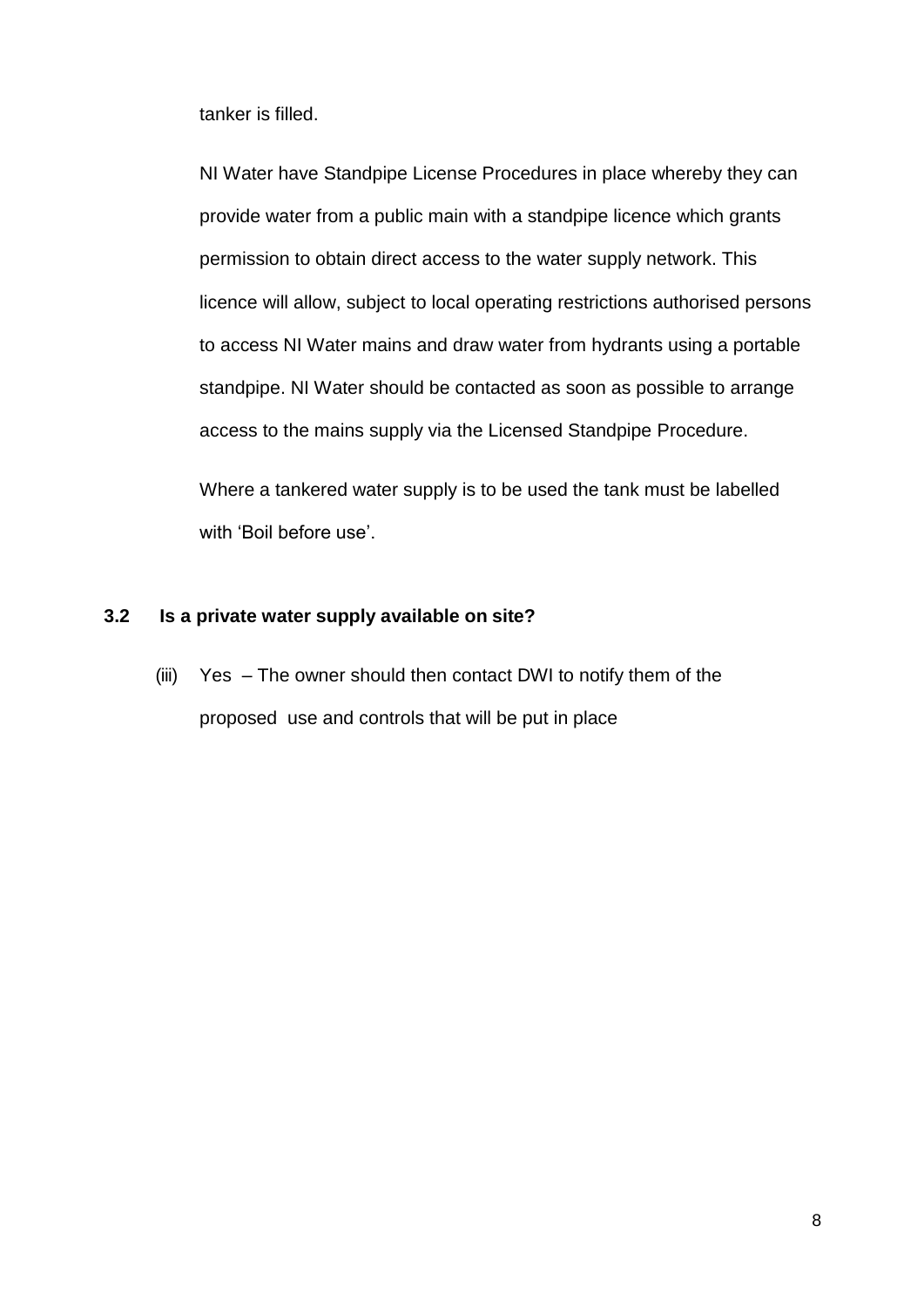tanker is filled.

NI Water have Standpipe License Procedures in place whereby they can provide water from a public main with a standpipe licence which grants permission to obtain direct access to the water supply network. This licence will allow, subject to local operating restrictions authorised persons to access NI Water mains and draw water from hydrants using a portable standpipe. NI Water should be contacted as soon as possible to arrange access to the mains supply via the Licensed Standpipe Procedure.

Where a tankered water supply is to be used the tank must be labelled with 'Boil before use'.

### 3.2 Is a private water supply available on site?

(iii) Yes – The owner should then contact DWI to notify them of the proposed use and controls that will be put in place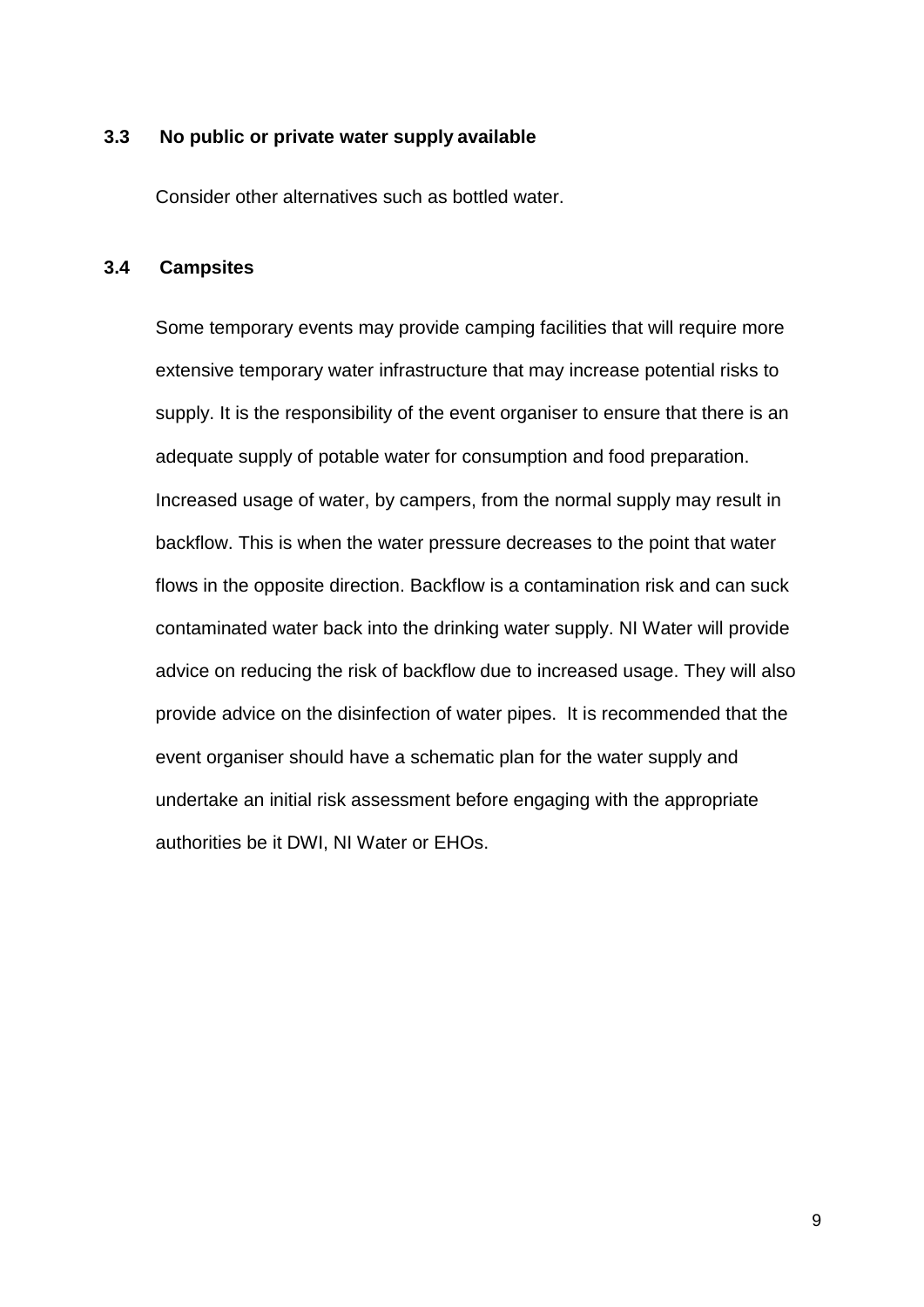### 3.3 No public or private water supply available

Consider other alternatives such as bottled water.

### 3.4 Campsites

Some temporary events may provide camping facilities that will require more extensive temporary water infrastructure that may increase potential risks to supply. It is the responsibility of the event organiser to ensure that there is an adequate supply of potable water for consumption and food preparation. Increased usage of water, by campers, from the normal supply may result in backflow. This is when the water pressure decreases to the point that water flows in the opposite direction. Backflow is a contamination risk and can suck contaminated water back into the drinking water supply. NI Water will provide advice on reducing the risk of backflow due to increased usage. They will also provide advice on the disinfection of water pipes. It is recommended that the event organiser should have a schematic plan for the water supply and undertake an initial risk assessment before engaging with the appropriate authorities be it DWI, NI Water or EHOs.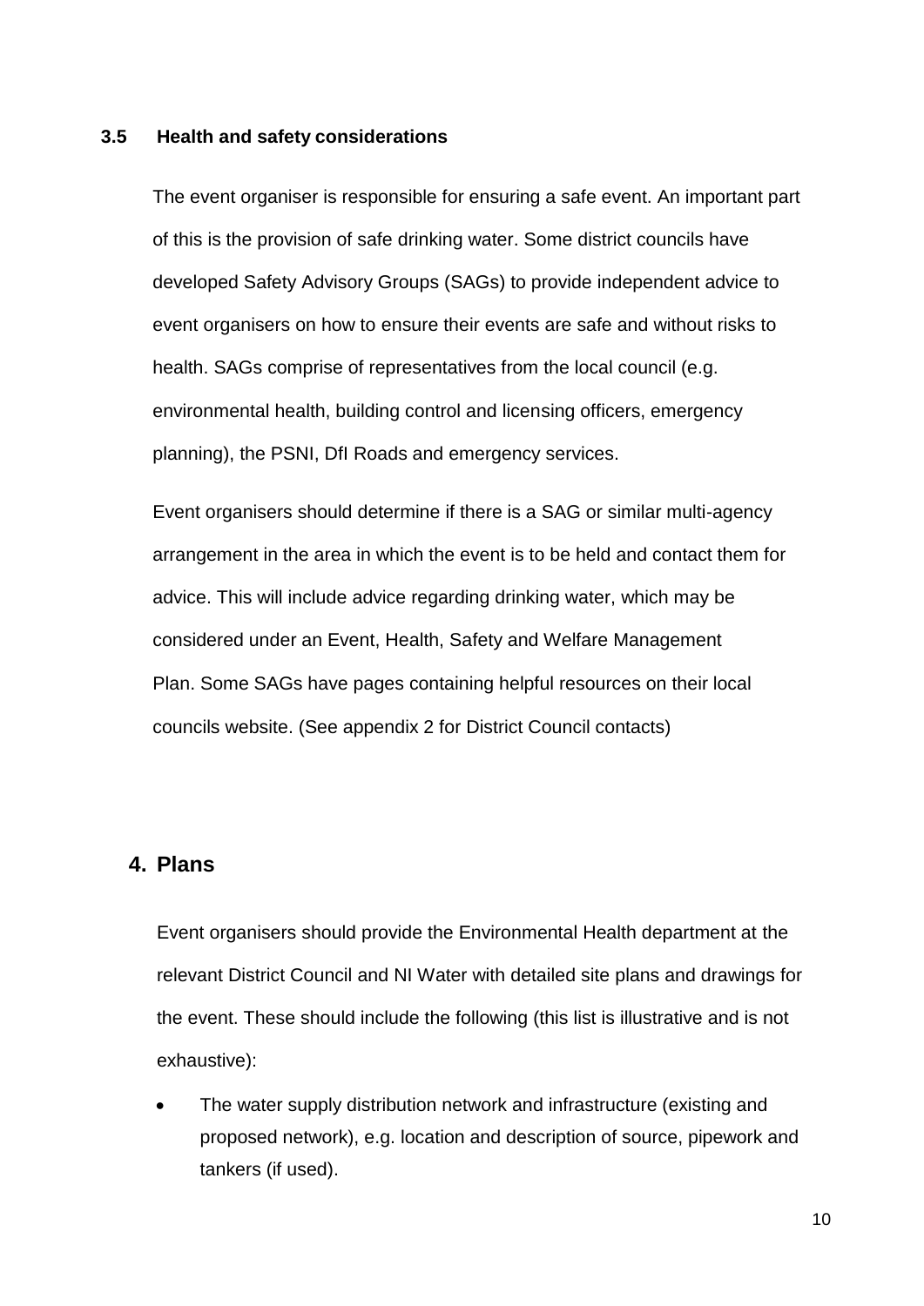### 3.5 Health and safety considerations

The event organiser is responsible for ensuring a safe event. An important part of this is the provision of safe drinking water. Some district councils have developed Safety Advisory Groups (SAGs) to provide independent advice to event organisers on how to ensure their events are safe and without risks to health. SAGs comprise of representatives from the local council (e.g. environmental health, building control and licensing officers, emergency planning), the PSNI, DfI Roads and emergency services.

Event organisers should determine if there is a SAG or similar multi-agency arrangement in the area in which the event is to be held and contact them for advice. This will include advice regarding drinking water, which may be considered under an Event, Health, Safety and Welfare Management Plan. Some SAGs have pages containing helpful resources on their local councils website. (See appendix 2 for District Council contacts)

## 4. Plans

Event organisers should provide the Environmental Health department at the relevant District Council and NI Water with detailed site plans and drawings for the event. These should include the following (this list is illustrative and is not exhaustive):

- The water supply distribution network and infrastructure (existing and proposed network), e.g. location and description of source, pipework and tankers (if used).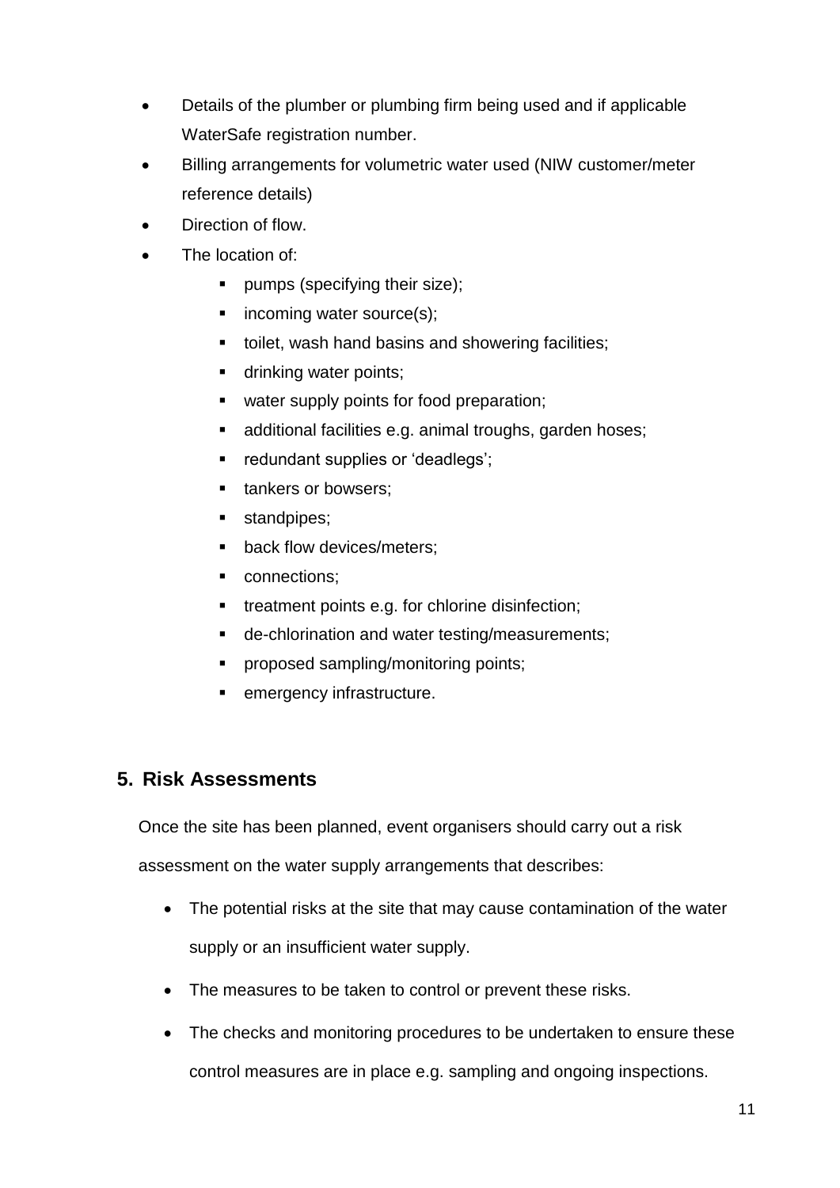- Details of the plumber or plumbing firm being used and if applicable WaterSafe registration number.
- Billing arrangements for volumetric water used (NIW customer/meter reference details)
- Direction of flow.
- The location of:
  - pumps (specifying their size);
  - incoming water source(s);
  - toilet, wash hand basins and showering facilities;
  - drinking water points;
  - water supply points for food preparation;
  - additional facilities e.g. animal troughs, garden hoses;
  - redundant supplies or 'deadlegs';
  - tankers or bowsers;
  - standpipes;
  - back flow devices/meters;
  - connections;
  - treatment points e.g. for chlorine disinfection;
  - de-chlorination and water testing/measurements;
  - proposed sampling/monitoring points;
  - emergency infrastructure.

## 5. Risk Assessments

Once the site has been planned, event organisers should carry out a risk assessment on the water supply arrangements that describes:

- The potential risks at the site that may cause contamination of the water supply or an insufficient water supply.
- The measures to be taken to control or prevent these risks.
- The checks and monitoring procedures to be undertaken to ensure these control measures are in place e.g. sampling and ongoing inspections.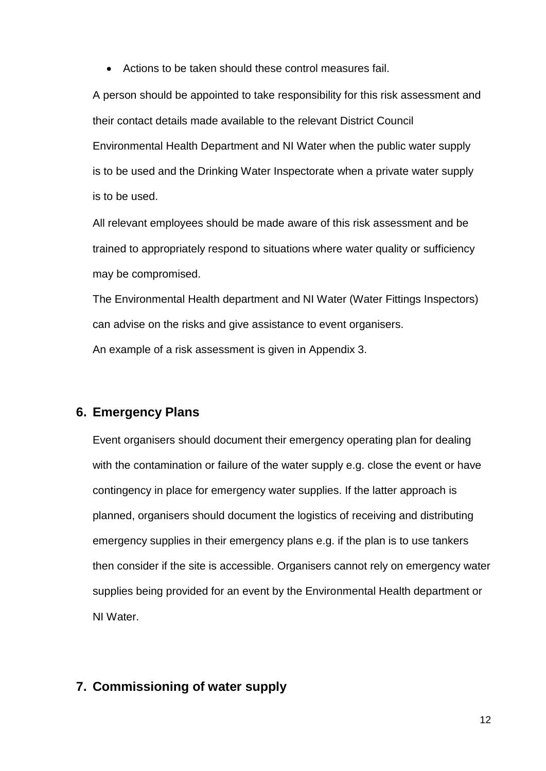- Actions to be taken should these control measures fail.

A person should be appointed to take responsibility for this risk assessment and their contact details made available to the relevant District Council Environmental Health Department and NI Water when the public water supply is to be used and the Drinking Water Inspectorate when a private water supply is to be used.

All relevant employees should be made aware of this risk assessment and be trained to appropriately respond to situations where water quality or sufficiency may be compromised.

The Environmental Health department and NI Water (Water Fittings Inspectors) can advise on the risks and give assistance to event organisers.

An example of a risk assessment is given in Appendix 3.

## 6. Emergency Plans

Event organisers should document their emergency operating plan for dealing with the contamination or failure of the water supply e.g. close the event or have contingency in place for emergency water supplies. If the latter approach is planned, organisers should document the logistics of receiving and distributing emergency supplies in their emergency plans e.g. if the plan is to use tankers then consider if the site is accessible. Organisers cannot rely on emergency water supplies being provided for an event by the Environmental Health department or NI Water.

## 7. Commissioning of water supply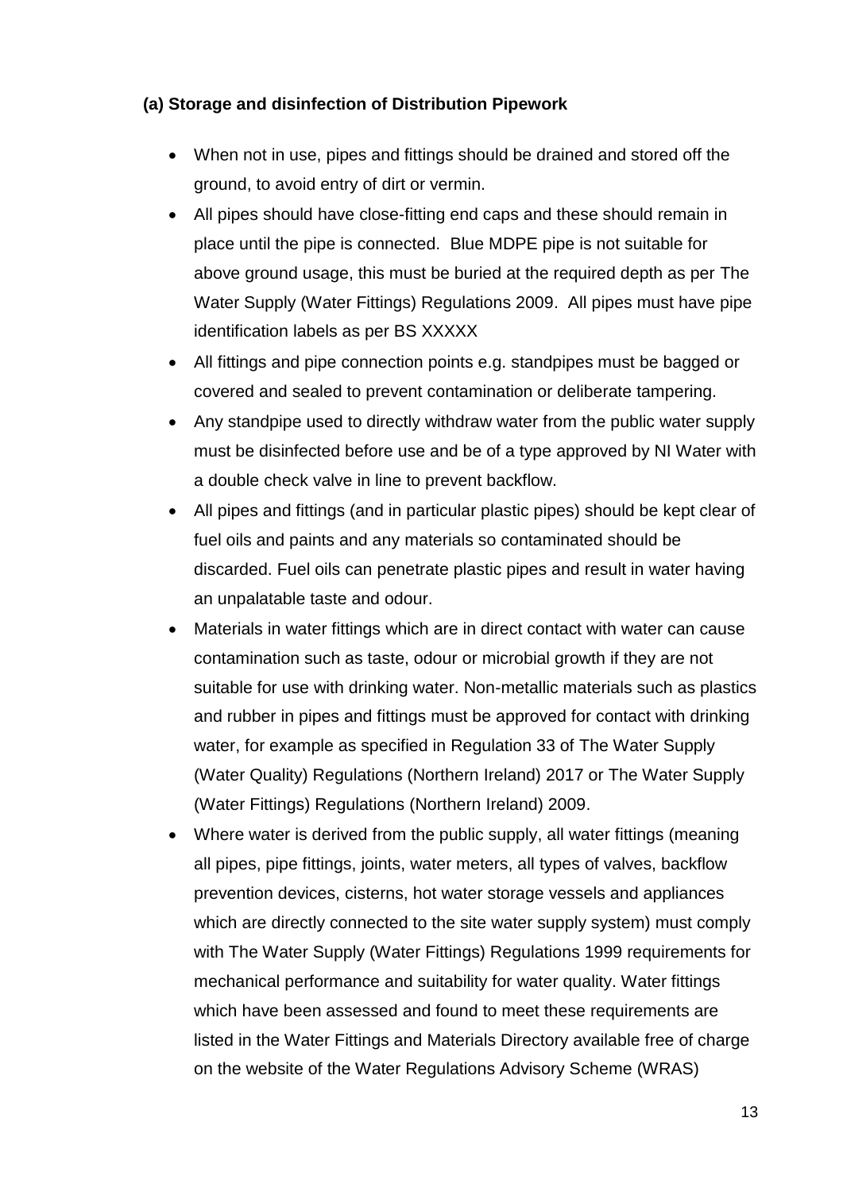### (a) Storage and disinfection of Distribution Pipework

- When not in use, pipes and fittings should be drained and stored off the ground, to avoid entry of dirt or vermin.
- All pipes should have close-fitting end caps and these should remain in place until the pipe is connected. Blue MDPE pipe is not suitable for above ground usage, this must be buried at the required depth as per The Water Supply (Water Fittings) Regulations 2009. All pipes must have pipe identification labels as per BS XXXXX
- All fittings and pipe connection points e.g. standpipes must be bagged or covered and sealed to prevent contamination or deliberate tampering.
- Any standpipe used to directly withdraw water from the public water supply must be disinfected before use and be of a type approved by NI Water with a double check valve in line to prevent backflow.
- All pipes and fittings (and in particular plastic pipes) should be kept clear of fuel oils and paints and any materials so contaminated should be discarded. Fuel oils can penetrate plastic pipes and result in water having an unpalatable taste and odour.
- Materials in water fittings which are in direct contact with water can cause contamination such as taste, odour or microbial growth if they are not suitable for use with drinking water. Non-metallic materials such as plastics and rubber in pipes and fittings must be approved for contact with drinking water, for example as specified in Regulation 33 of The Water Supply (Water Quality) Regulations (Northern Ireland) 2017 or The Water Supply (Water Fittings) Regulations (Northern Ireland) 2009.
- Where water is derived from the public supply, all water fittings (meaning all pipes, pipe fittings, joints, water meters, all types of valves, backflow prevention devices, cisterns, hot water storage vessels and appliances which are directly connected to the site water supply system) must comply with The Water Supply (Water Fittings) Regulations 1999 requirements for mechanical performance and suitability for water quality. Water fittings which have been assessed and found to meet these requirements are listed in the Water Fittings and Materials Directory available free of charge on the website of the Water Regulations Advisory Scheme (WRAS)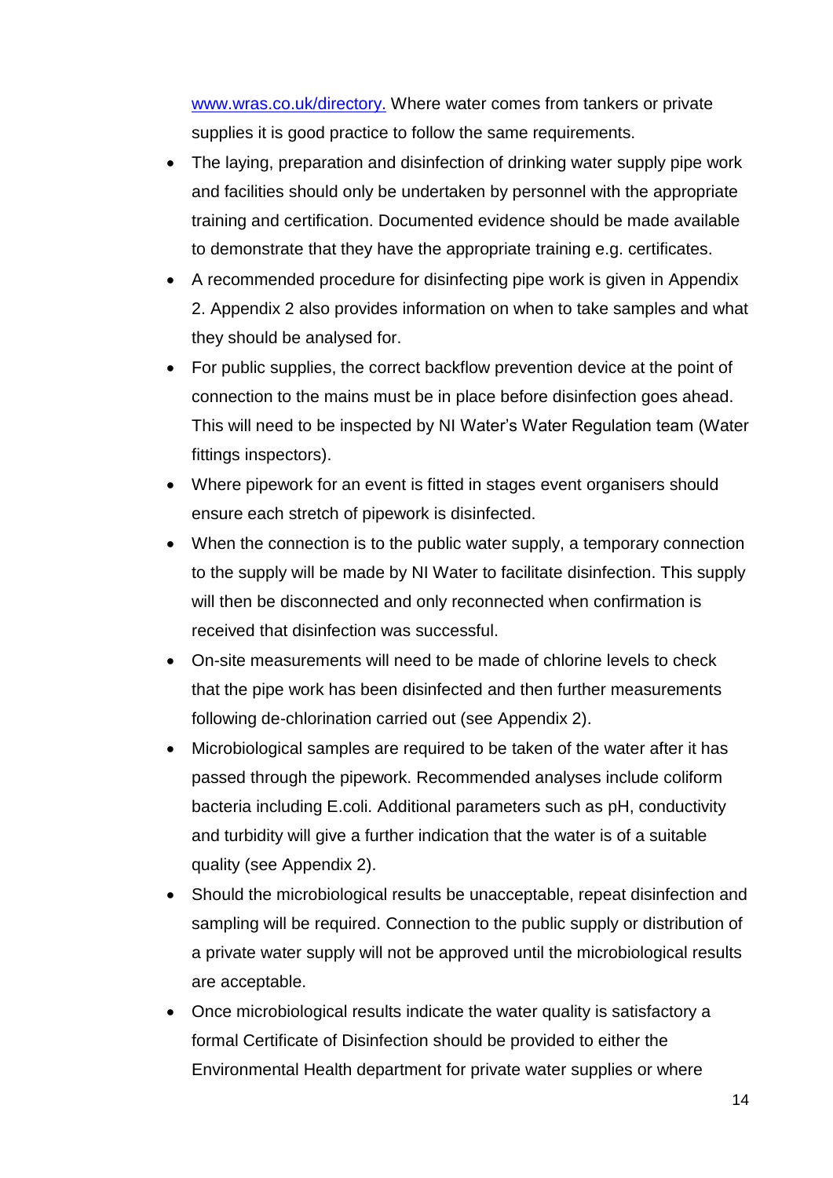[www.wras.co.uk/directory.](http://www.wras.co.uk/directory) Where water comes from tankers or private supplies it is good practice to follow the same requirements.

- The laying, preparation and disinfection of drinking water supply pipe work and facilities should only be undertaken by personnel with the appropriate training and certification. Documented evidence should be made available to demonstrate that they have the appropriate training e.g. certificates.
- A recommended procedure for disinfecting pipe work is given in Appendix 2. Appendix 2 also provides information on when to take samples and what they should be analysed for.
- For public supplies, the correct backflow prevention device at the point of connection to the mains must be in place before disinfection goes ahead. This will need to be inspected by NI Water's Water Regulation team (Water fittings inspectors).
- Where pipework for an event is fitted in stages event organisers should ensure each stretch of pipework is disinfected.
- When the connection is to the public water supply, a temporary connection to the supply will be made by NI Water to facilitate disinfection. This supply will then be disconnected and only reconnected when confirmation is received that disinfection was successful.
- On-site measurements will need to be made of chlorine levels to check that the pipe work has been disinfected and then further measurements following de-chlorination carried out (see Appendix 2).
- Microbiological samples are required to be taken of the water after it has passed through the pipework. Recommended analyses include coliform bacteria including E.coli. Additional parameters such as pH, conductivity and turbidity will give a further indication that the water is of a suitable quality (see Appendix 2).
- Should the microbiological results be unacceptable, repeat disinfection and sampling will be required. Connection to the public supply or distribution of a private water supply will not be approved until the microbiological results are acceptable.
- Once microbiological results indicate the water quality is satisfactory a formal Certificate of Disinfection should be provided to either the Environmental Health department for private water supplies or where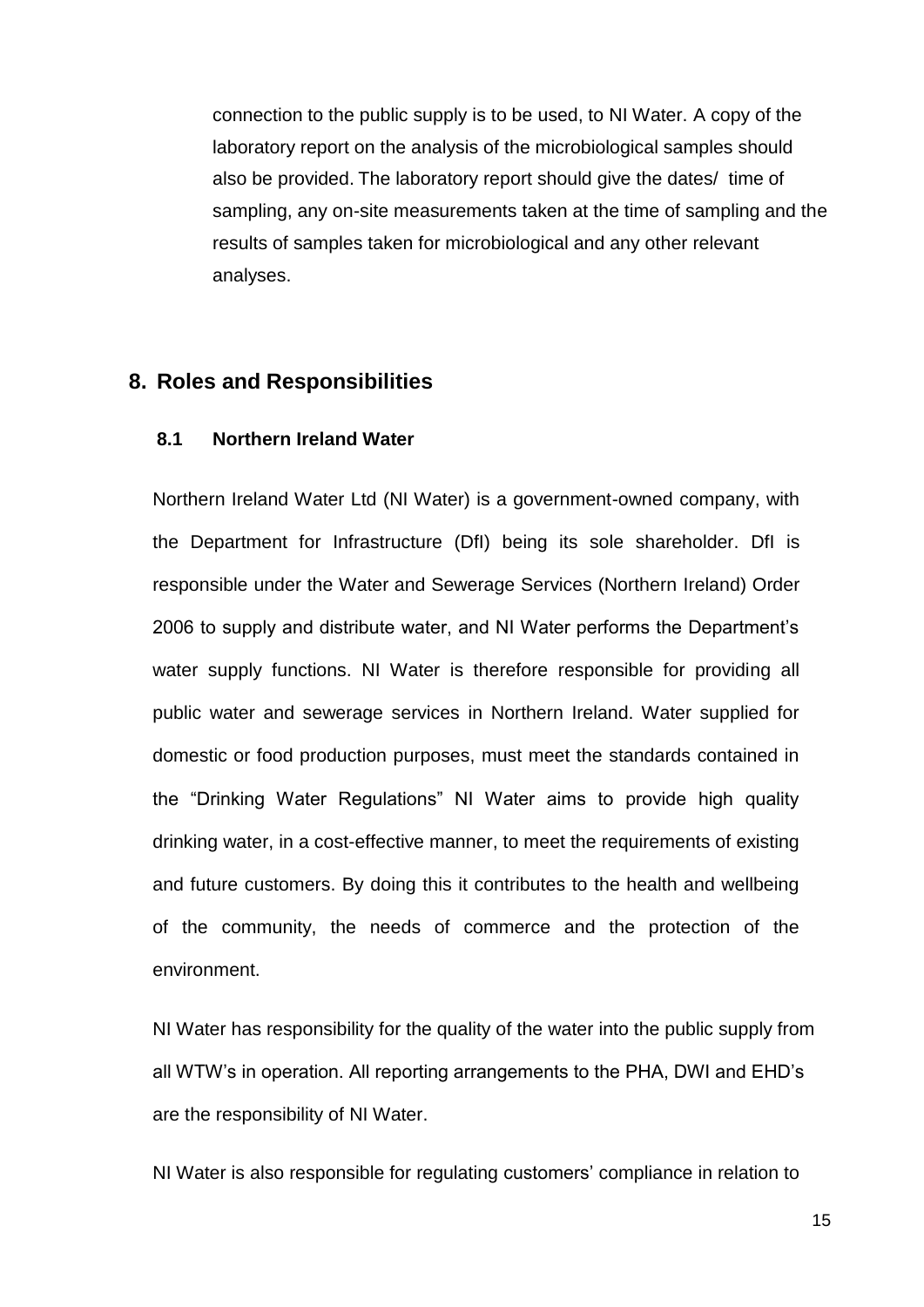connection to the public supply is to be used, to NI Water. A copy of the laboratory report on the analysis of the microbiological samples should also be provided. The laboratory report should give the dates/ time of sampling, any on-site measurements taken at the time of sampling and the results of samples taken for microbiological and any other relevant analyses.

## 8. Roles and Responsibilities

### 8.1 Northern Ireland Water

Northern Ireland Water Ltd (NI Water) is a government-owned company, with the Department for Infrastructure (DfI) being its sole shareholder. DfI is responsible under the Water and Sewerage Services (Northern Ireland) Order 2006 to supply and distribute water, and NI Water performs the Department's water supply functions. NI Water is therefore responsible for providing all public water and sewerage services in Northern Ireland. Water supplied for domestic or food production purposes, must meet the standards contained in the "Drinking Water Regulations" NI Water aims to provide high quality drinking water, in a cost-effective manner, to meet the requirements of existing and future customers. By doing this it contributes to the health and wellbeing of the community, the needs of commerce and the protection of the environment.

NI Water has responsibility for the quality of the water into the public supply from all WTW's in operation. All reporting arrangements to the PHA, DWI and EHD's are the responsibility of NI Water.

NI Water is also responsible for regulating customers' compliance in relation to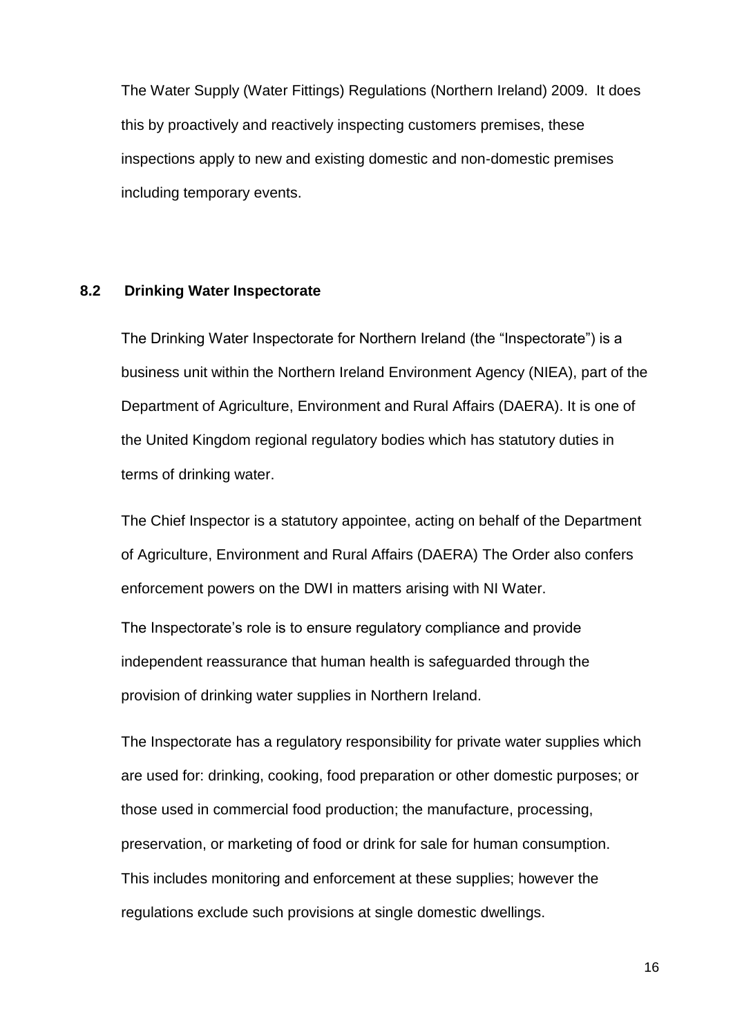The Water Supply (Water Fittings) Regulations (Northern Ireland) 2009. It does this by proactively and reactively inspecting customers premises, these inspections apply to new and existing domestic and non-domestic premises including temporary events.

### 8.2 Drinking Water Inspectorate

The Drinking Water Inspectorate for Northern Ireland (the "Inspectorate") is a business unit within the Northern Ireland Environment Agency (NIEA), part of the Department of Agriculture, Environment and Rural Affairs (DAERA). It is one of the United Kingdom regional regulatory bodies which has statutory duties in terms of drinking water.

The Chief Inspector is a statutory appointee, acting on behalf of the Department of Agriculture, Environment and Rural Affairs (DAERA) The Order also confers enforcement powers on the DWI in matters arising with NI Water.

The Inspectorate's role is to ensure regulatory compliance and provide independent reassurance that human health is safeguarded through the provision of drinking water supplies in Northern Ireland.

The Inspectorate has a regulatory responsibility for private water supplies which are used for: drinking, cooking, food preparation or other domestic purposes; or those used in commercial food production; the manufacture, processing, preservation, or marketing of food or drink for sale for human consumption. This includes monitoring and enforcement at these supplies; however the regulations exclude such provisions at single domestic dwellings.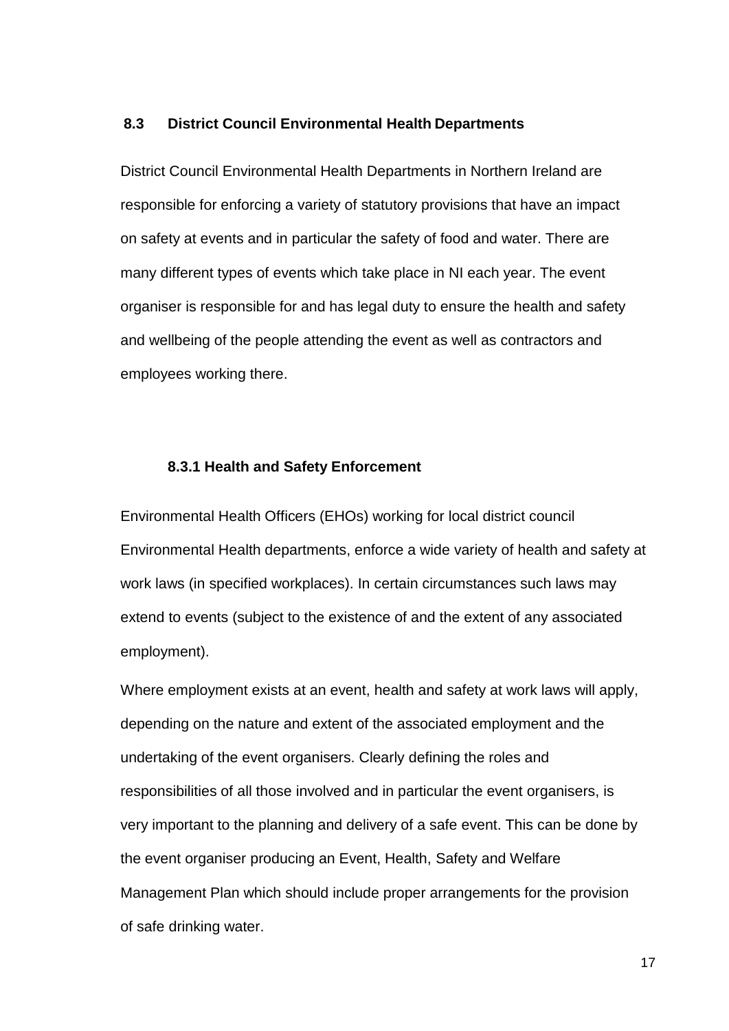## 8.3 District Council Environmental Health Departments

District Council Environmental Health Departments in Northern Ireland are responsible for enforcing a variety of statutory provisions that have an impact on safety at events and in particular the safety of food and water. There are many different types of events which take place in NI each year. The event organiser is responsible for and has legal duty to ensure the health and safety and wellbeing of the people attending the event as well as contractors and employees working there.

### 8.3.1 Health and Safety Enforcement

Environmental Health Officers (EHOs) working for local district council Environmental Health departments, enforce a wide variety of health and safety at work laws (in specified workplaces). In certain circumstances such laws may extend to events (subject to the existence of and the extent of any associated employment).

Where employment exists at an event, health and safety at work laws will apply, depending on the nature and extent of the associated employment and the undertaking of the event organisers. Clearly defining the roles and responsibilities of all those involved and in particular the event organisers, is very important to the planning and delivery of a safe event. This can be done by the event organiser producing an Event, Health, Safety and Welfare Management Plan which should include proper arrangements for the provision of safe drinking water.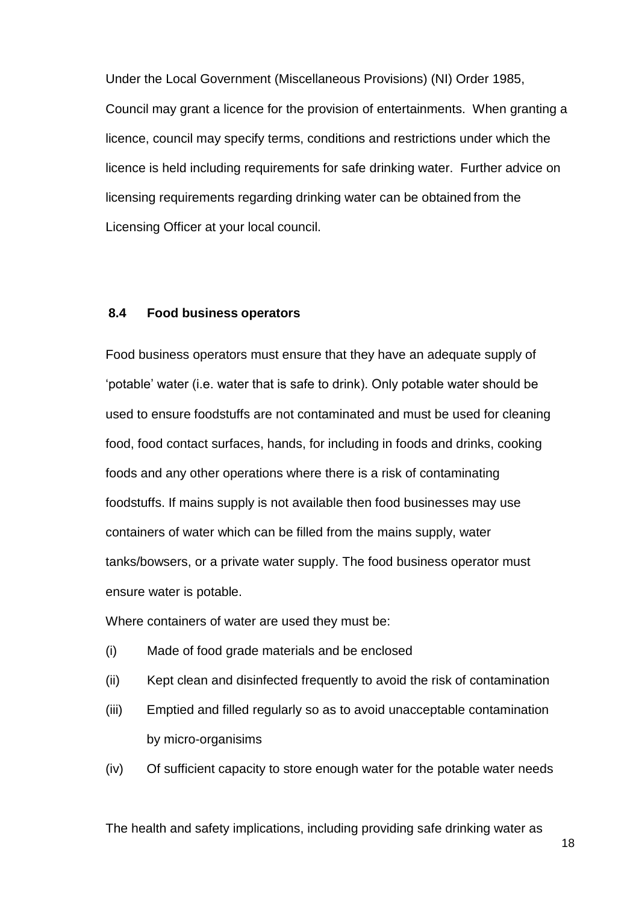Under the Local Government (Miscellaneous Provisions) (NI) Order 1985, Council may grant a licence for the provision of entertainments. When granting a licence, council may specify terms, conditions and restrictions under which the licence is held including requirements for safe drinking water. Further advice on licensing requirements regarding drinking water can be obtained from the Licensing Officer at your local council.

### 8.4 Food business operators

Food business operators must ensure that they have an adequate supply of 'potable' water (i.e. water that is safe to drink). Only potable water should be used to ensure foodstuffs are not contaminated and must be used for cleaning food, food contact surfaces, hands, for including in foods and drinks, cooking foods and any other operations where there is a risk of contaminating foodstuffs. If mains supply is not available then food businesses may use containers of water which can be filled from the mains supply, water tanks/bowsers, or a private water supply. The food business operator must ensure water is potable.

Where containers of water are used they must be:

(i) Made of food grade materials and be enclosed

(ii) Kept clean and disinfected frequently to avoid the risk of contamination

(iii) Emptied and filled regularly so as to avoid unacceptable contamination by micro-organisims

(iv) Of sufficient capacity to store enough water for the potable water needs

The health and safety implications, including providing safe drinking water as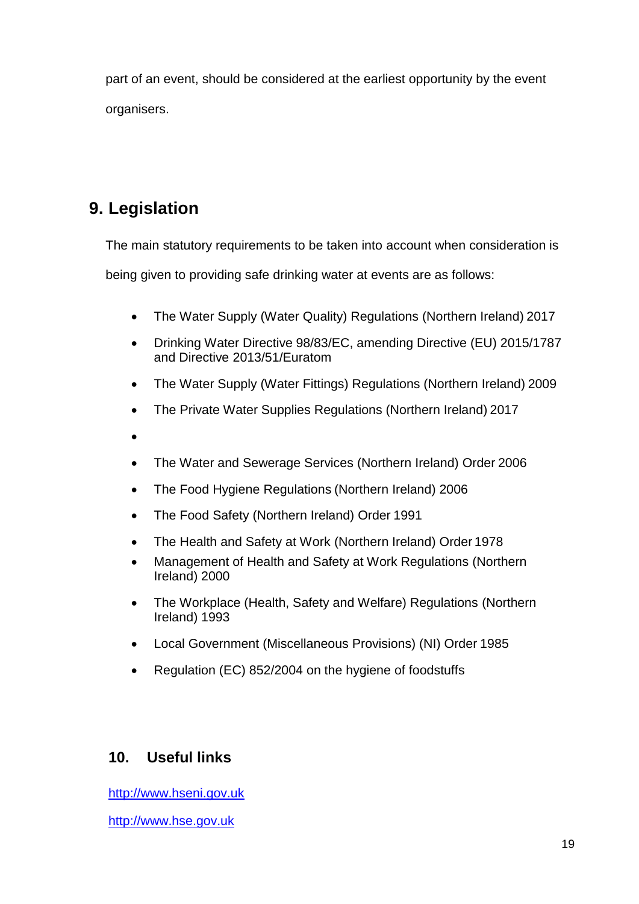part of an event, should be considered at the earliest opportunity by the event organisers.

## 9. Legislation

The main statutory requirements to be taken into account when consideration is being given to providing safe drinking water at events are as follows:

- The Water Supply (Water Quality) Regulations (Northern Ireland) 2017
- Drinking Water Directive 98/83/EC, amending Directive (EU) 2015/1787 and Directive 2013/51/Euratom
- The Water Supply (Water Fittings) Regulations (Northern Ireland) 2009
- The Private Water Supplies Regulations (Northern Ireland) 2017
- 
- The Water and Sewerage Services (Northern Ireland) Order 2006
- The Food Hygiene Regulations (Northern Ireland) 2006
- The Food Safety (Northern Ireland) Order 1991
- The Health and Safety at Work (Northern Ireland) Order 1978
- Management of Health and Safety at Work Regulations (Northern Ireland) 2000
- The Workplace (Health, Safety and Welfare) Regulations (Northern Ireland) 1993
- Local Government (Miscellaneous Provisions) (NI) Order 1985
- Regulation (EC) 852/2004 on the hygiene of foodstuffs

## 10. Useful links

http://www.hseni.gov.uk

http://www.hse.gov.uk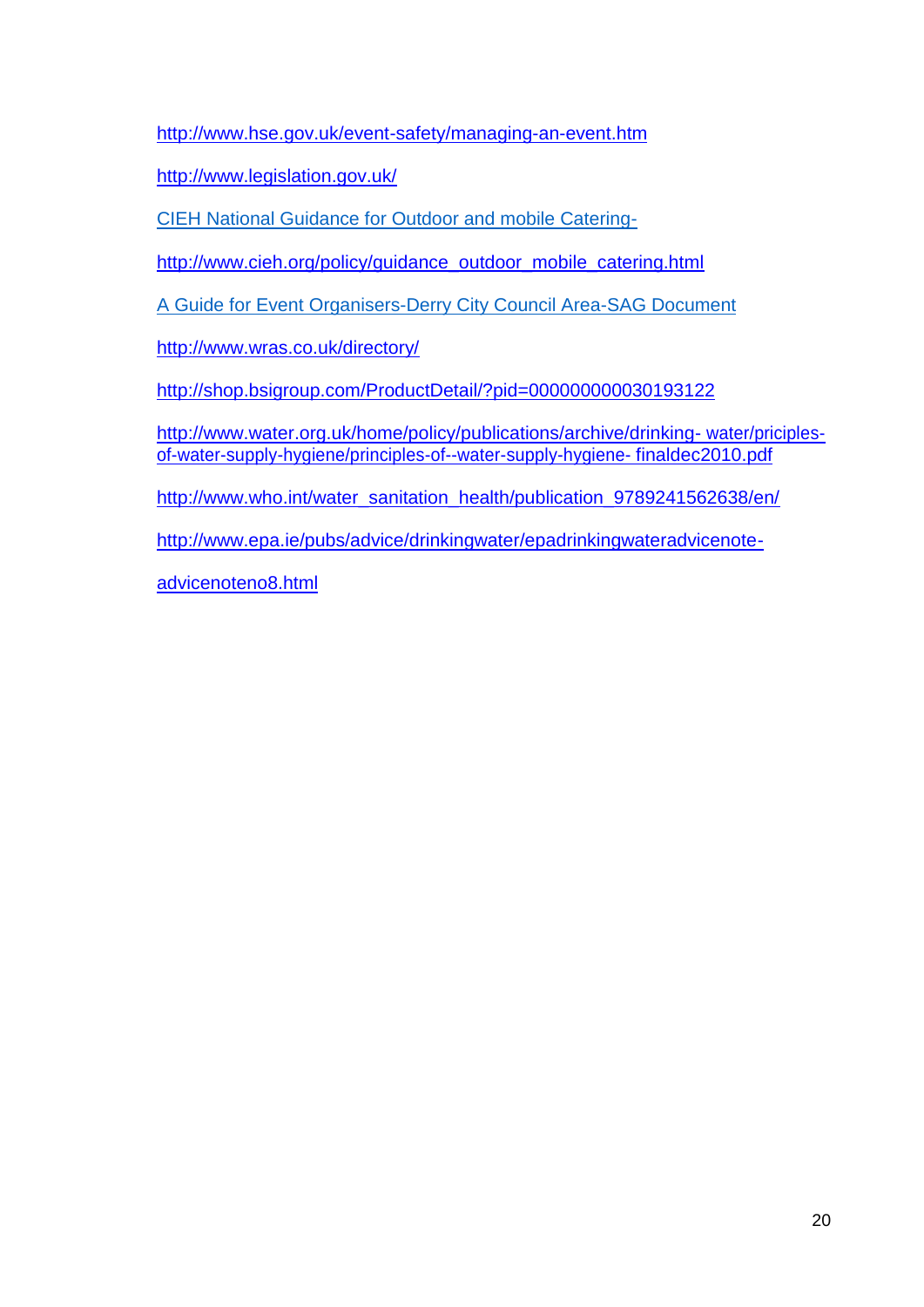http://www.hse.gov.uk/event-safety/managing-an-event.htm

http://www.legislation.gov.uk/

CIEH National Guidance for Outdoor and mobile Catering-

http://www.cieh.org/policy/guidance_outdoor_mobile_catering.html

A Guide for Event Organisers-Derry City Council Area-SAG Document

http://www.wras.co.uk/directory/

http://shop.bsigroup.com/ProductDetail/?pid=000000000030193122

http://www.water.org.uk/home/policy/publications/archive/drinking- water/priciples-of-water-supply-hygiene/principles-of--water-supply-hygiene- finaldec2010.pdf

http://www.who.int/water_sanitation_health/publication_9789241562638/en/

http://www.epa.ie/pubs/advice/drinkingwater/epadrinkingwateradvicenote-

advicenoteno8.html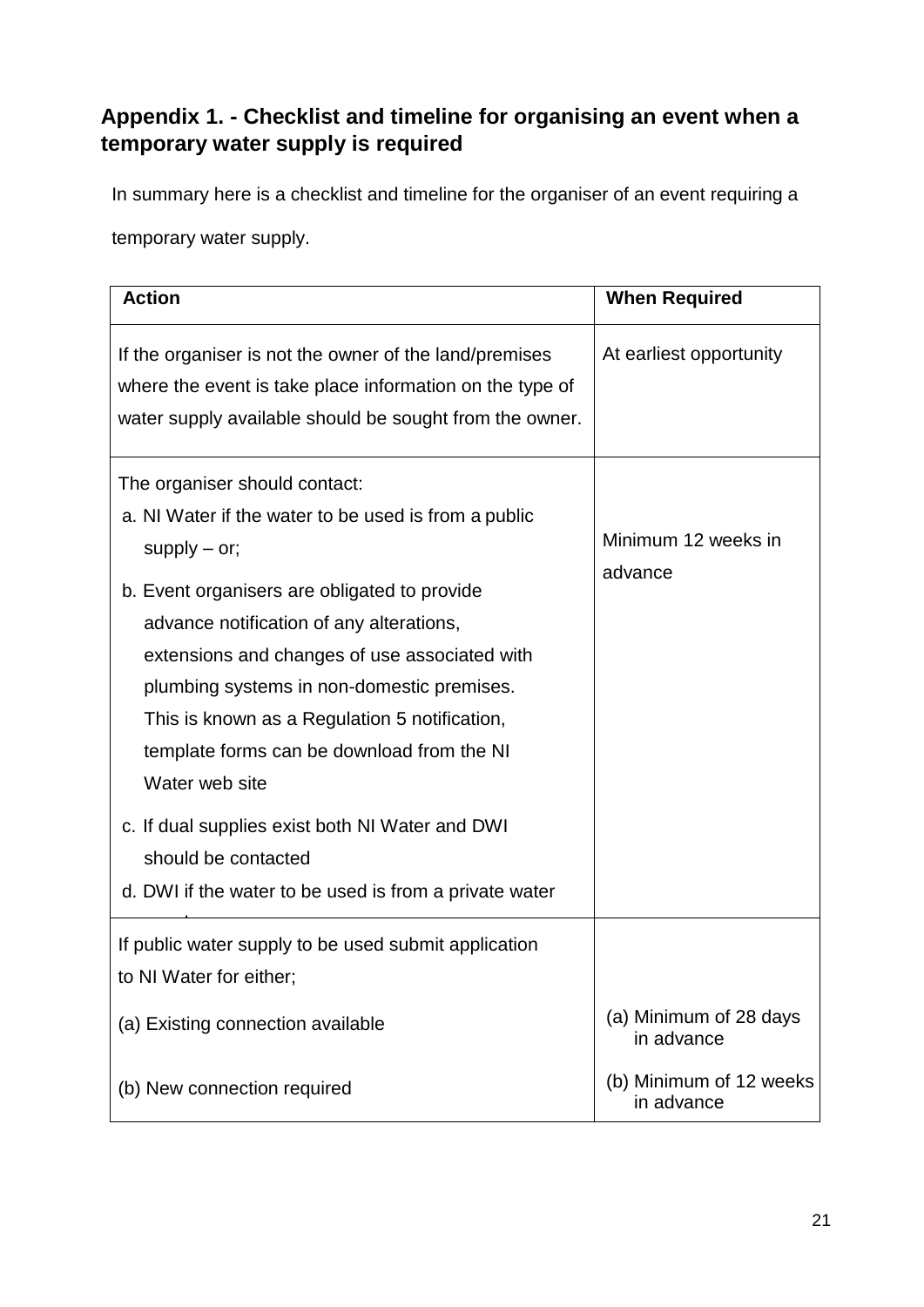## Appendix 1. - Checklist and timeline for organising an event when a temporary water supply is required

In summary here is a checklist and timeline for the organiser of an event requiring a temporary water supply.

| Action | When Required |
|---|---|
| If the organiser is not the owner of the land/premises where the event is take place information on the type of water supply available should be sought from the owner. | At earliest opportunity |
| The organiser should contact:<br>a. NI Water if the water to be used is from a public supply – or;<br>b. Event organisers are obligated to provide advance notification of any alterations, extensions and changes of use associated with plumbing systems in non-domestic premises. This is known as a Regulation 5 notification, template forms can be download from the NI Water web site<br>c. If dual supplies exist both NI Water and DWI should be contacted<br>d. DWI if the water to be used is from a private water supply | Minimum 12 weeks in advance |
| If public water supply to be used submit application to NI Water for either;<br>(a) Existing connection available<br>(b) New connection required | <br><br>(a) Minimum of 28 days in advance<br>(b) Minimum of 12 weeks in advance |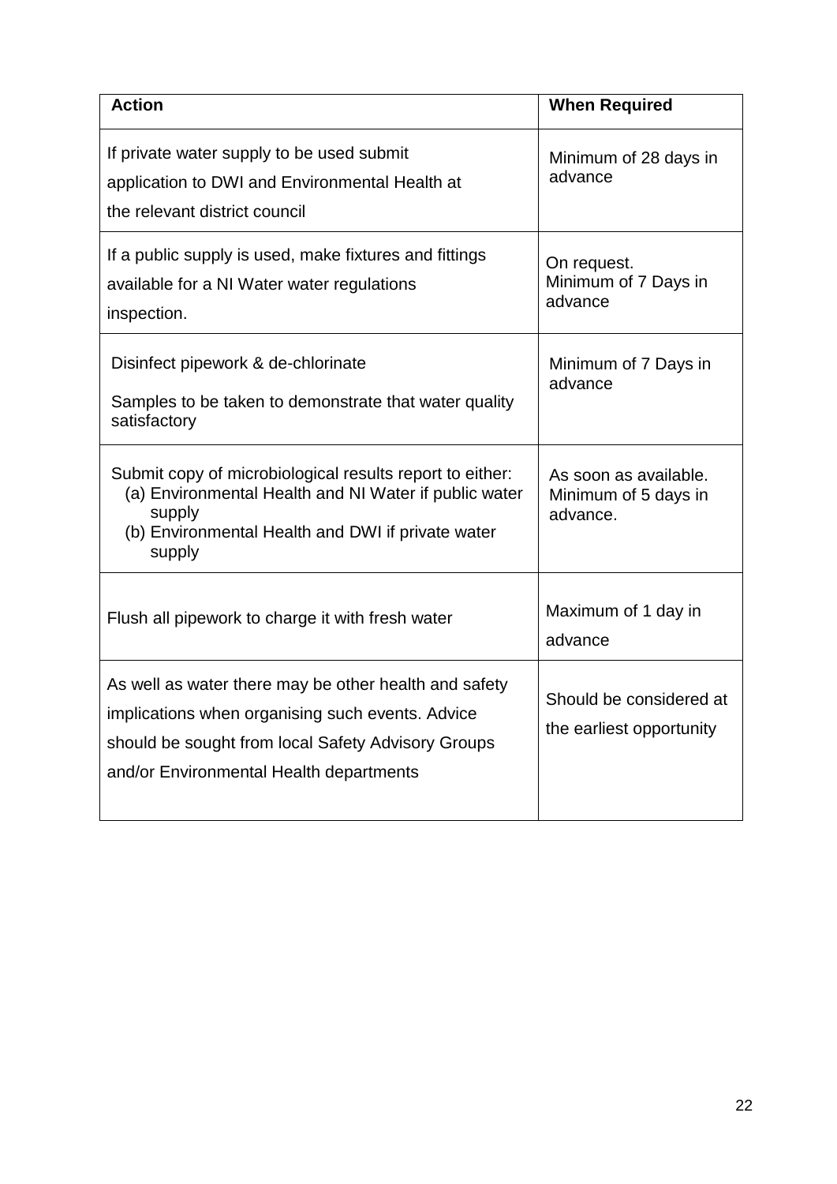| **Action** | **When Required** |
|---|---|
| If private water supply to be used submit application to DWI and Environmental Health at the relevant district council | Minimum of 28 days in advance |
| If a public supply is used, make fixtures and fittings available for a NI Water water regulations inspection. | On request. Minimum of 7 Days in advance |
| Disinfect pipework & de-chlorinate<br><br>Samples to be taken to demonstrate that water quality satisfactory | Minimum of 7 Days in advance |
| Submit copy of microbiological results report to either:<br>(a) Environmental Health and NI Water if public water supply<br>(b) Environmental Health and DWI if private water supply | As soon as available. Minimum of 5 days in advance. |
| Flush all pipework to charge it with fresh water | Maximum of 1 day in advance |
| As well as water there may be other health and safety implications when organising such events. Advice should be sought from local Safety Advisory Groups and/or Environmental Health departments | Should be considered at the earliest opportunity |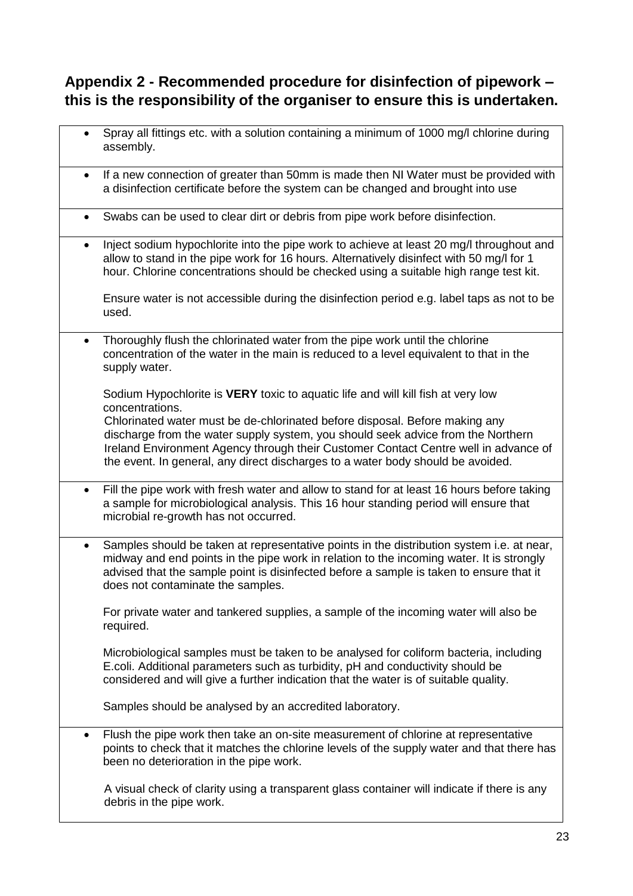## Appendix 2 - Recommended procedure for disinfection of pipework – this is the responsibility of the organiser to ensure this is undertaken.

- Spray all fittings etc. with a solution containing a minimum of 1000 mg/l chlorine during assembly.

- If a new connection of greater than 50mm is made then NI Water must be provided with a disinfection certificate before the system can be changed and brought into use

- Swabs can be used to clear dirt or debris from pipe work before disinfection.

- Inject sodium hypochlorite into the pipe work to achieve at least 20 mg/l throughout and allow to stand in the pipe work for 16 hours. Alternatively disinfect with 50 mg/l for 1 hour. Chlorine concentrations should be checked using a suitable high range test kit.

  Ensure water is not accessible during the disinfection period e.g. label taps as not to be used.

- Thoroughly flush the chlorinated water from the pipe work until the chlorine concentration of the water in the main is reduced to a level equivalent to that in the supply water.

  Sodium Hypochlorite is **VERY** toxic to aquatic life and will kill fish at very low concentrations.
  Chlorinated water must be de-chlorinated before disposal. Before making any discharge from the water supply system, you should seek advice from the Northern Ireland Environment Agency through their Customer Contact Centre well in advance of the event. In general, any direct discharges to a water body should be avoided.

- Fill the pipe work with fresh water and allow to stand for at least 16 hours before taking a sample for microbiological analysis. This 16 hour standing period will ensure that microbial re-growth has not occurred.

- Samples should be taken at representative points in the distribution system i.e. at near, midway and end points in the pipe work in relation to the incoming water. It is strongly advised that the sample point is disinfected before a sample is taken to ensure that it does not contaminate the samples.

  For private water and tankered supplies, a sample of the incoming water will also be required.

  Microbiological samples must be taken to be analysed for coliform bacteria, including E.coli. Additional parameters such as turbidity, pH and conductivity should be considered and will give a further indication that the water is of suitable quality.

  Samples should be analysed by an accredited laboratory.

- Flush the pipe work then take an on-site measurement of chlorine at representative points to check that it matches the chlorine levels of the supply water and that there has been no deterioration in the pipe work.

  A visual check of clarity using a transparent glass container will indicate if there is any debris in the pipe work.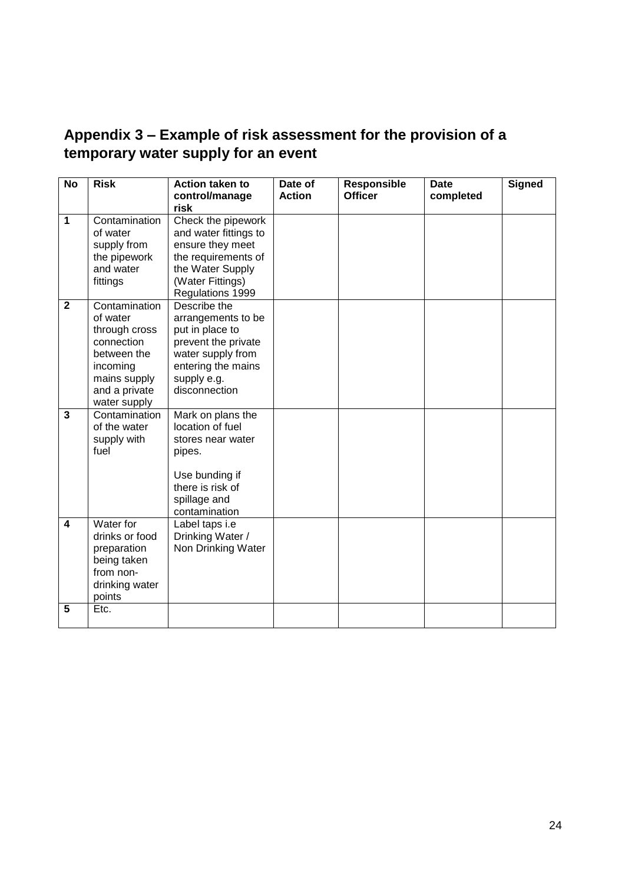## Appendix 3 – Example of risk assessment for the provision of a temporary water supply for an event

| No | Risk | Action taken to control/manage risk | Date of Action | Responsible Officer | Date completed | Signed |
|---|---|---|---|---|---|---|
| **1** | Contamination of water supply from the pipework and water fittings | Check the pipework and water fittings to ensure they meet the requirements of the Water Supply (Water Fittings) Regulations 1999 | | | | |
| **2** | Contamination of water through cross connection between the incoming mains supply and a private water supply | Describe the arrangements to be put in place to prevent the private water supply from entering the mains supply e.g. disconnection | | | | |
| **3** | Contamination of the water supply with fuel | Mark on plans the location of fuel stores near water pipes.<br><br>Use bunding if there is risk of spillage and contamination | | | | |
| **4** | Water for drinks or food preparation being taken from non-drinking water points | Label taps i.e Drinking Water / Non Drinking Water | | | | |
| **5** | Etc. | | | | | |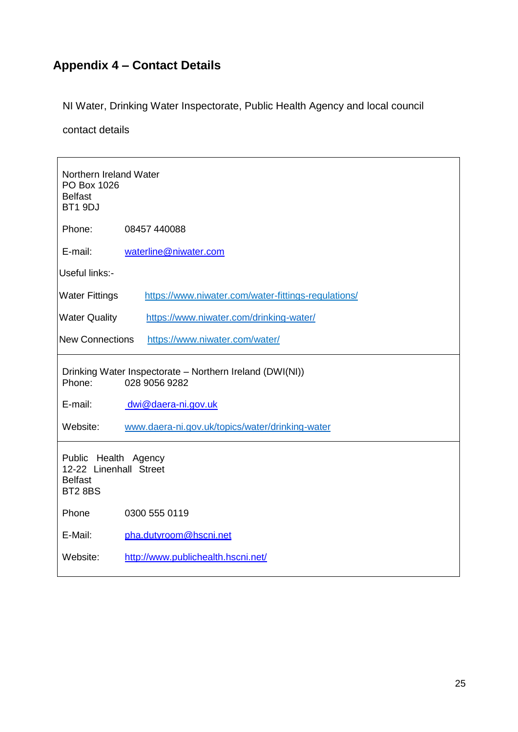## Appendix 4 – Contact Details

NI Water, Drinking Water Inspectorate, Public Health Agency and local council contact details

Northern Ireland Water
PO Box 1026
Belfast
BT1 9DJ

Phone: 08457 440088

E-mail: waterline@niwater.com

Useful links:-

Water Fittings https://www.niwater.com/water-fittings-regulations/

Water Quality https://www.niwater.com/drinking-water/

New Connections https://www.niwater.com/water/

---

Drinking Water Inspectorate – Northern Ireland (DWI(NI))
Phone: 028 9056 9282

E-mail: dwi@daera-ni.gov.uk

Website: www.daera-ni.gov.uk/topics/water/drinking-water

---

Public Health Agency
12-22 Linenhall Street
Belfast
BT2 8BS

Phone 0300 555 0119

E-Mail: pha.dutyroom@hscni.net

Website: http://www.publichealth.hscni.net/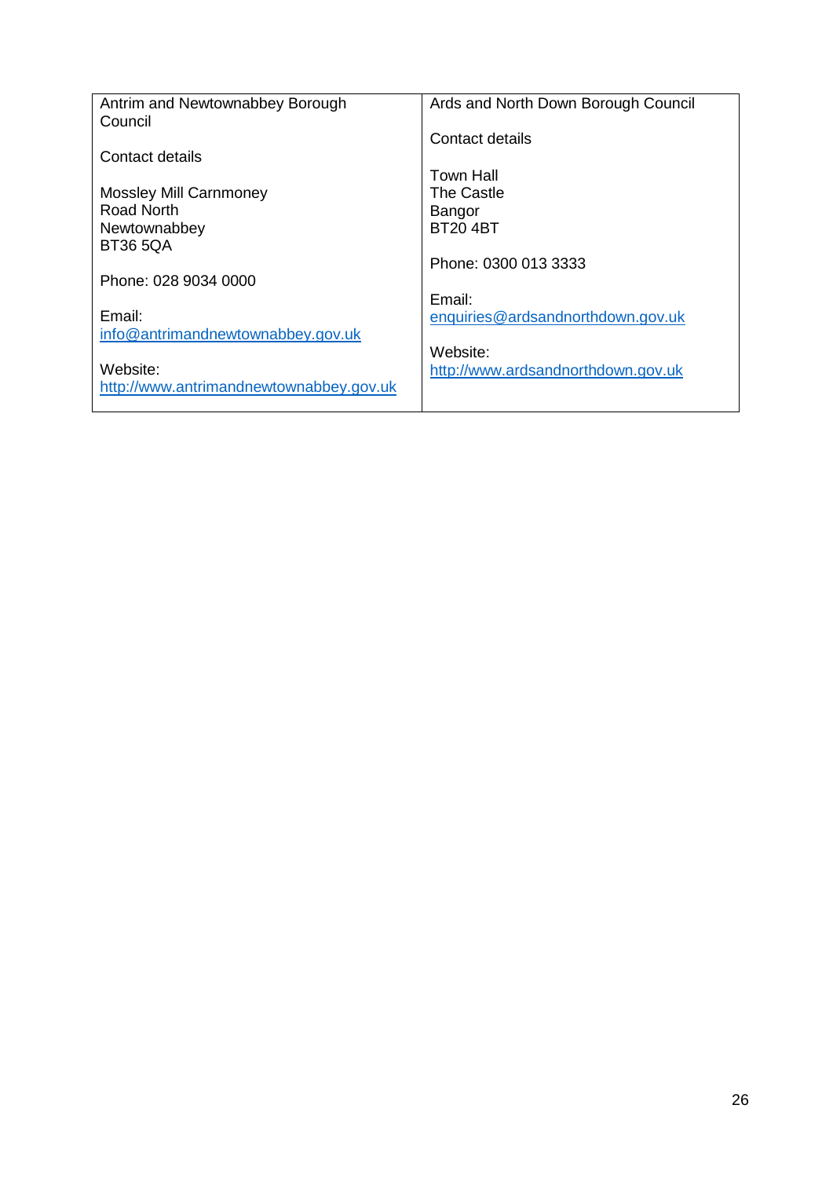| Antrim and Newtownabbey Borough Council | Ards and North Down Borough Council |
|---|---|
| Contact details | Contact details |
| Mossley Mill Carnmoney Road North<br>Newtownabbey<br>BT36 5QA | Town Hall<br>The Castle<br>Bangor<br>BT20 4BT |
| Phone: 028 9034 0000 | Phone: 0300 013 3333 |
| Email:<br>info@antrimandnewtownabbey.gov.uk | Email:<br>enquiries@ardsandnorthdown.gov.uk |
| Website:<br>http://www.antrimandnewtownabbey.gov.uk | Website:<br>http://www.ardsandnorthdown.gov.uk |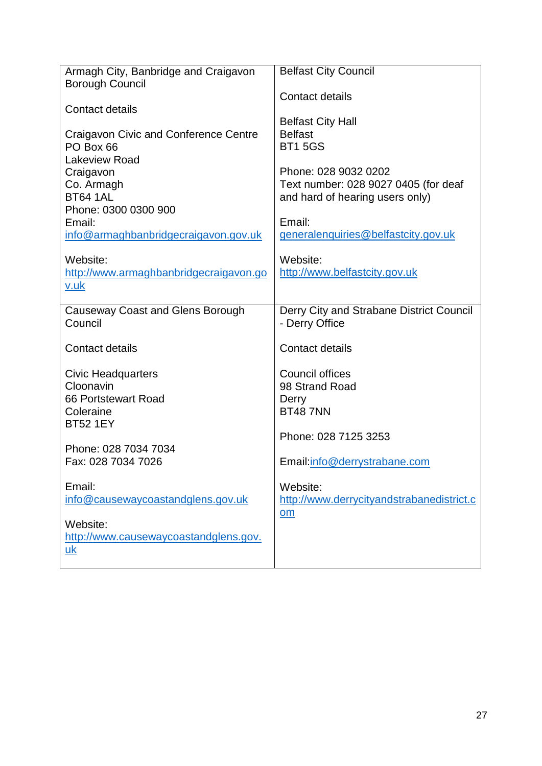| Armagh City, Banbridge and Craigavon Borough Council | Belfast City Council |
|---|---|
| Contact details<br><br>Craigavon Civic and Conference Centre<br>PO Box 66<br>Lakeview Road<br>Craigavon<br>Co. Armagh<br>BT64 1AL<br>Phone: 0300 0300 900<br>Email:<br>info@armaghbanbridgecraigavon.gov.uk<br><br>Website:<br>http://www.armaghbanbridgecraigavon.gov.uk | Contact details<br><br>Belfast City Hall<br>Belfast<br>BT1 5GS<br><br>Phone: 028 9032 0202<br>Text number: 028 9027 0405 (for deaf and hard of hearing users only)<br><br>Email:<br>generalenquiries@belfastcity.gov.uk<br><br>Website:<br>http://www.belfastcity.gov.uk |
| Causeway Coast and Glens Borough Council<br><br>Contact details<br><br>Civic Headquarters<br>Cloonavin<br>66 Portstewart Road<br>Coleraine<br>BT52 1EY<br><br>Phone: 028 7034 7034<br>Fax: 028 7034 7026<br><br>Email:<br>info@causewaycoastandglens.gov.uk<br><br>Website:<br>http://www.causewaycoastandglens.gov.uk | Derry City and Strabane District Council - Derry Office<br><br>Contact details<br><br>Council offices<br>98 Strand Road<br>Derry<br>BT48 7NN<br><br>Phone: 028 7125 3253<br><br>Email:info@derrystrabane.com<br><br>Website:<br>http://www.derrycityandstrabanedistrict.com |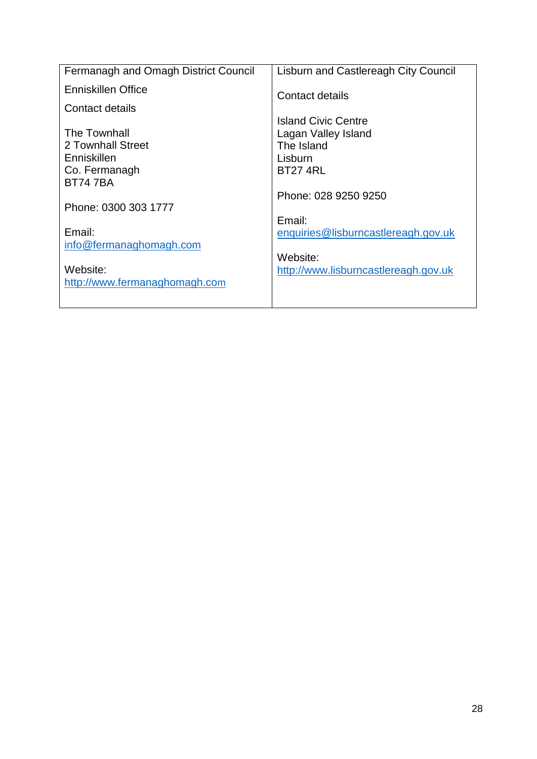| Fermanagh and Omagh District Council | Lisburn and Castlereagh City Council |
| --- | --- |
| Enniskillen Office<br><br>Contact details<br><br>The Townhall<br>2 Townhall Street<br>Enniskillen<br>Co. Fermanagh<br>BT74 7BA<br><br>Phone: 0300 303 1777<br><br>Email:<br>info@fermanaghomagh.com<br><br>Website:<br>http://www.fermanaghomagh.com | Contact details<br><br>Island Civic Centre<br>Lagan Valley Island<br>The Island<br>Lisburn<br>BT27 4RL<br><br>Phone: 028 9250 9250<br><br>Email:<br>enquiries@lisburncastlereagh.gov.uk<br><br>Website:<br>http://www.lisburncastlereagh.gov.uk |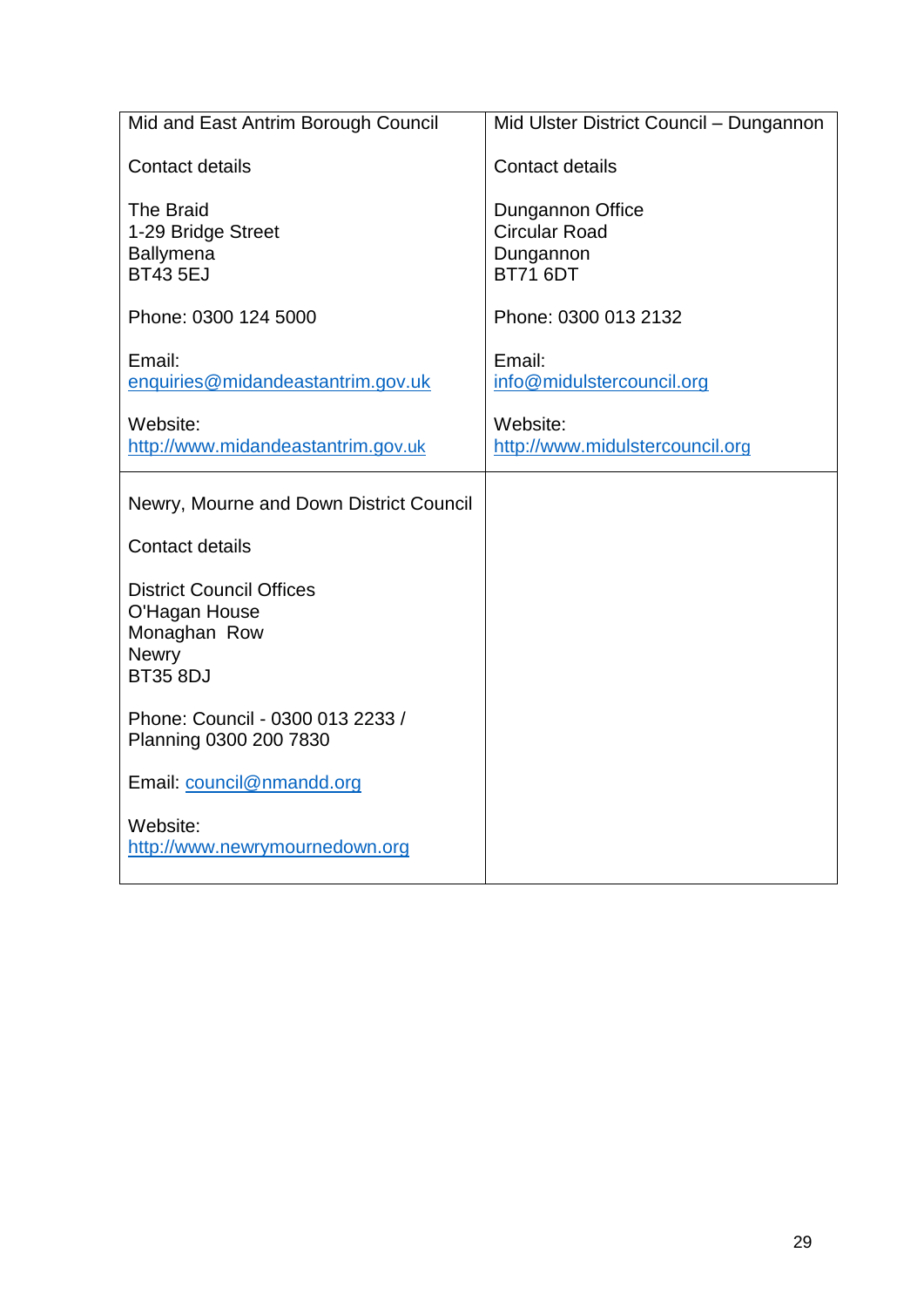| | |
|---|---|
| Mid and East Antrim Borough Council<br><br>Contact details<br><br>The Braid<br>1-29 Bridge Street<br>Ballymena<br>BT43 5EJ<br><br>Phone: 0300 124 5000<br><br>Email:<br>enquiries@midandeastantrim.gov.uk<br><br>Website:<br>http://www.midandeastantrim.gov.uk | Mid Ulster District Council – Dungannon<br><br>Contact details<br><br>Dungannon Office<br>Circular Road<br>Dungannon<br>BT71 6DT<br><br>Phone: 0300 013 2132<br><br>Email:<br>info@midulstercouncil.org<br><br>Website:<br>http://www.midulstercouncil.org |
| Newry, Mourne and Down District Council<br><br>Contact details<br><br>District Council Offices<br>O'Hagan House<br>Monaghan Row<br>Newry<br>BT35 8DJ<br><br>Phone: Council - 0300 013 2233 /<br>Planning 0300 200 7830<br><br>Email: council@nmandd.org<br><br>Website:<br>http://www.newrymournedown.org | |